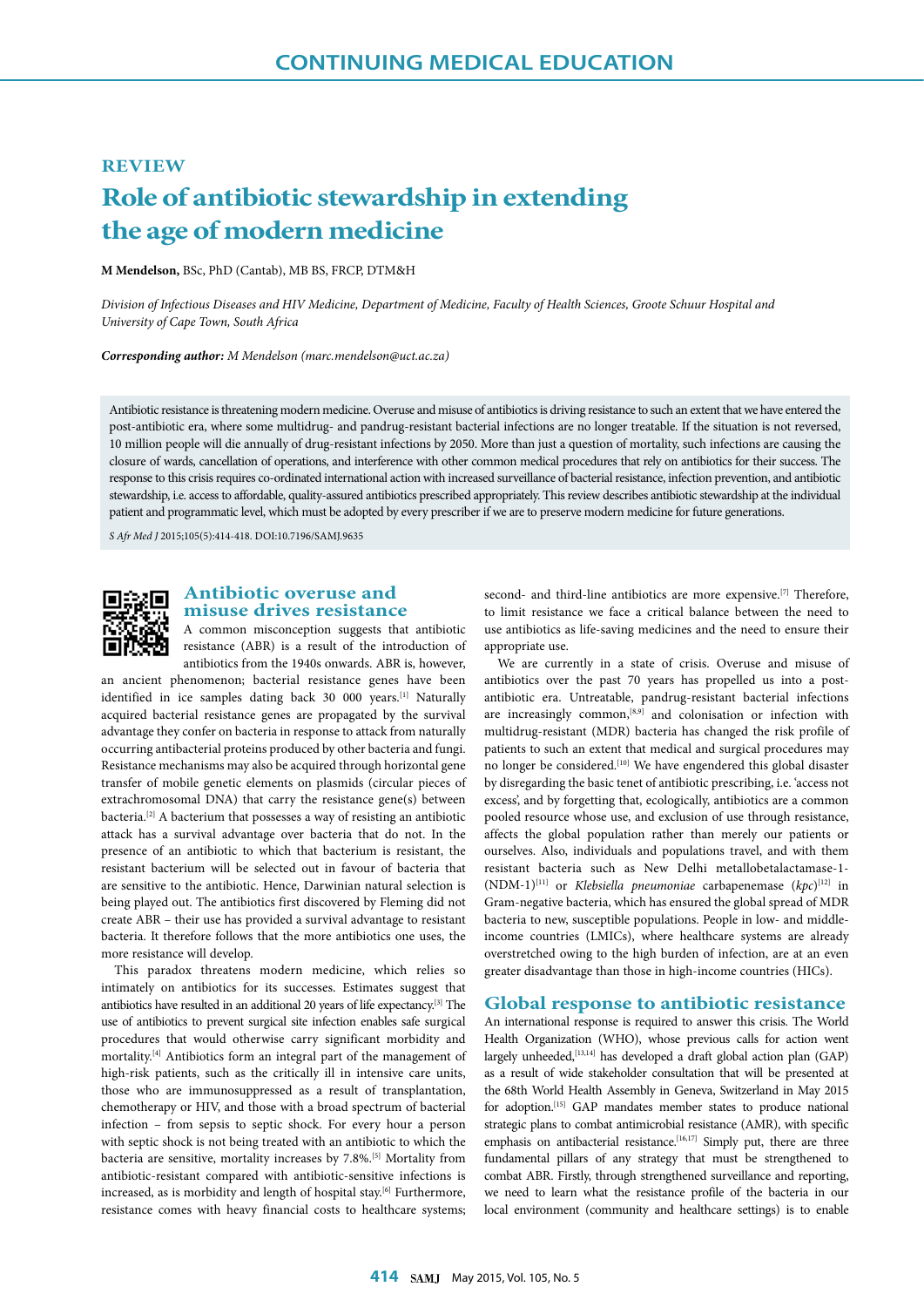CONTINUING MEDICAL EDUCATION

REVIEW

# Role of antibiotic stewardship in extending the age of modern medicine

**M Mendelson,** BSc, PhD (Cantab), MB BS, FRCP, DTM&H

*Division of Infectious Diseases and HIV Medicine, Department of Medicine, Faculty of Health Sciences, Groote Schuur Hospital and University of Cape Town, South Africa*

***Corresponding author:*** *M Mendelson (marc.mendelson@uct.ac.za)*

Antibiotic resistance is threatening modern medicine. Overuse and misuse of antibiotics is driving resistance to such an extent that we have entered the post-antibiotic era, where some multidrug- and pandrug-resistant bacterial infections are no longer treatable. If the situation is not reversed, 10 million people will die annually of drug-resistant infections by 2050. More than just a question of mortality, such infections are causing the closure of wards, cancellation of operations, and interference with other common medical procedures that rely on antibiotics for their success. The response to this crisis requires co-ordinated international action with increased surveillance of bacterial resistance, infection prevention, and antibiotic stewardship, i.e. access to affordable, quality-assured antibiotics prescribed appropriately. This review describes antibiotic stewardship at the individual patient and programmatic level, which must be adopted by every prescriber if we are to preserve modern medicine for future generations.

*S Afr Med J* 2015;105(5):414-418. DOI:10.7196/SAMJ.9635

## Antibiotic overuse and misuse drives resistance

A common misconception suggests that antibiotic resistance (ABR) is a result of the introduction of antibiotics from the 1940s onwards. ABR is, however, an ancient phenomenon; bacterial resistance genes have been identified in ice samples dating back 30 000 years.[1] Naturally acquired bacterial resistance genes are propagated by the survival advantage they confer on bacteria in response to attack from naturally occurring antibacterial proteins produced by other bacteria and fungi. Resistance mechanisms may also be acquired through horizontal gene transfer of mobile genetic elements on plasmids (circular pieces of extrachromosomal DNA) that carry the resistance gene(s) between bacteria.[2] A bacterium that possesses a way of resisting an antibiotic attack has a survival advantage over bacteria that do not. In the presence of an antibiotic to which that bacterium is resistant, the resistant bacterium will be selected out in favour of bacteria that are sensitive to the antibiotic. Hence, Darwinian natural selection is being played out. The antibiotics first discovered by Fleming did not create ABR – their use has provided a survival advantage to resistant bacteria. It therefore follows that the more antibiotics one uses, the more resistance will develop.

This paradox threatens modern medicine, which relies so intimately on antibiotics for its successes. Estimates suggest that antibiotics have resulted in an additional 20 years of life expectancy.[3] The use of antibiotics to prevent surgical site infection enables safe surgical procedures that would otherwise carry significant morbidity and mortality.[4] Antibiotics form an integral part of the management of high-risk patients, such as the critically ill in intensive care units, those who are immunosuppressed as a result of transplantation, chemotherapy or HIV, and those with a broad spectrum of bacterial infection – from sepsis to septic shock. For every hour a person with septic shock is not being treated with an antibiotic to which the bacteria are sensitive, mortality increases by 7.8%.[5] Mortality from antibiotic-resistant compared with antibiotic-sensitive infections is increased, as is morbidity and length of hospital stay.[6] Furthermore, resistance comes with heavy financial costs to healthcare systems; second- and third-line antibiotics are more expensive.[7] Therefore, to limit resistance we face a critical balance between the need to use antibiotics as life-saving medicines and the need to ensure their appropriate use.

We are currently in a state of crisis. Overuse and misuse of antibiotics over the past 70 years has propelled us into a post-antibiotic era. Untreatable, pandrug-resistant bacterial infections are increasingly common,[8,9] and colonisation or infection with multidrug-resistant (MDR) bacteria has changed the risk profile of patients to such an extent that medical and surgical procedures may no longer be considered.[10] We have engendered this global disaster by disregarding the basic tenet of antibiotic prescribing, i.e. 'access not excess', and by forgetting that, ecologically, antibiotics are a common pooled resource whose use, and exclusion of use through resistance, affects the global population rather than merely our patients or ourselves. Also, individuals and populations travel, and with them resistant bacteria such as New Delhi metallobetalactamase-1-(NDM-1)[11] or *Klebsiella pneumoniae* carbapenemase (*kpc*)[12] in Gram-negative bacteria, which has ensured the global spread of MDR bacteria to new, susceptible populations. People in low- and middle-income countries (LMICs), where healthcare systems are already overstretched owing to the high burden of infection, are at an even greater disadvantage than those in high-income countries (HICs).

## Global response to antibiotic resistance

An international response is required to answer this crisis. The World Health Organization (WHO), whose previous calls for action went largely unheeded,[13,14] has developed a draft global action plan (GAP) as a result of wide stakeholder consultation that will be presented at the 68th World Health Assembly in Geneva, Switzerland in May 2015 for adoption.[15] GAP mandates member states to produce national strategic plans to combat antimicrobial resistance (AMR), with specific emphasis on antibacterial resistance.[16,17] Simply put, there are three fundamental pillars of any strategy that must be strengthened to combat ABR. Firstly, through strengthened surveillance and reporting, we need to learn what the resistance profile of the bacteria in our local environment (community and healthcare settings) is to enable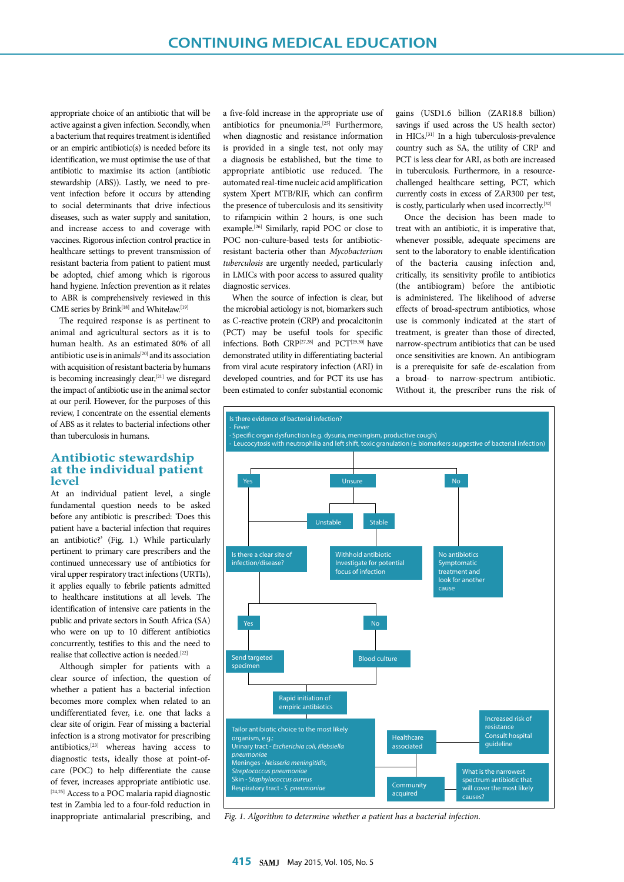appropriate choice of an antibiotic that will be active against a given infection. Secondly, when a bacterium that requires treatment is identified or an empiric antibiotic(s) is needed before its identification, we must optimise the use of that antibiotic to maximise its action (antibiotic stewardship (ABS)). Lastly, we need to prevent infection before it occurs by attending to social determinants that drive infectious diseases, such as water supply and sanitation, and increase access to and coverage with vaccines. Rigorous infection control practice in healthcare settings to prevent transmission of resistant bacteria from patient to patient must be adopted, chief among which is rigorous hand hygiene. Infection prevention as it relates to ABR is comprehensively reviewed in this CME series by Brink[18] and Whitelaw.[19]

The required response is as pertinent to animal and agricultural sectors as it is to human health. As an estimated 80% of all antibiotic use is in animals[20] and its association with acquisition of resistant bacteria by humans is becoming increasingly clear,[21] we disregard the impact of antibiotic use in the animal sector at our peril. However, for the purposes of this review, I concentrate on the essential elements of ABS as it relates to bacterial infections other than tuberculosis in humans.

## Antibiotic stewardship at the individual patient level

At an individual patient level, a single fundamental question needs to be asked before any antibiotic is prescribed: 'Does this patient have a bacterial infection that requires an antibiotic?' (Fig. 1.) While particularly pertinent to primary care prescribers and the continued unnecessary use of antibiotics for viral upper respiratory tract infections (URTIs), it applies equally to febrile patients admitted to healthcare institutions at all levels. The identification of intensive care patients in the public and private sectors in South Africa (SA) who were on up to 10 different antibiotics concurrently, testifies to this and the need to realise that collective action is needed.[22]

Although simpler for patients with a clear source of infection, the question of whether a patient has a bacterial infection becomes more complex when related to an undifferentiated fever, i.e. one that lacks a clear site of origin. Fear of missing a bacterial infection is a strong motivator for prescribing antibiotics,[23] whereas having access to diagnostic tests, ideally those at point-of-care (POC) to help differentiate the cause of fever, increases appropriate antibiotic use.[24,25] Access to a POC malaria rapid diagnostic test in Zambia led to a four-fold reduction in inappropriate antimalarial prescribing, and a five-fold increase in the appropriate use of antibiotics for pneumonia.[25] Furthermore, when diagnostic and resistance information is provided in a single test, not only may a diagnosis be established, but the time to appropriate antibiotic use reduced. The automated real-time nucleic acid amplification system Xpert MTB/RIF, which can confirm the presence of tuberculosis and its sensitivity to rifampicin within 2 hours, is one such example.[26] Similarly, rapid POC or close to POC non-culture-based tests for antibiotic-resistant bacteria other than *Mycobacterium tuberculosis* are urgently needed, particularly in LMICs with poor access to assured quality diagnostic services.

When the source of infection is clear, but the microbial aetiology is not, biomarkers such as C-reactive protein (CRP) and procalcitonin (PCT) may be useful tools for specific infections. Both CRP[27,28] and PCT[29,30] have demonstrated utility in differentiating bacterial from viral acute respiratory infection (ARI) in developed countries, and for PCT its use has been estimated to confer substantial economic gains (USD1.6 billion (ZAR18.8 billion) savings if used across the US health sector) in HICs.[31] In a high tuberculosis-prevalence country such as SA, the utility of CRP and PCT is less clear for ARI, as both are increased in tuberculosis. Furthermore, in a resource-challenged healthcare setting, PCT, which currently costs in excess of ZAR300 per test, is costly, particularly when used incorrectly.[32]

Once the decision has been made to treat with an antibiotic, it is imperative that, whenever possible, adequate specimens are sent to the laboratory to enable identification of the bacteria causing infection and, critically, its sensitivity profile to antibiotics (the antibiogram) before the antibiotic is administered. The likelihood of adverse effects of broad-spectrum antibiotics, whose use is commonly indicated at the start of treatment, is greater than those of directed, narrow-spectrum antibiotics that can be used once sensitivities are known. An antibiogram is a prerequisite for safe de-escalation from a broad- to narrow-spectrum antibiotic. Without it, the prescriber runs the risk of

Is there evidence of bacterial infection?
- Fever
- Specific organ dysfunction (e.g. dysuria, meningism, productive cough)
- Leucocytosis with neutrophilia and left shift, toxic granulation (± biomarkers suggestive of bacterial infection)

- **Yes** → Is there a clear site of infection/disease?
  - **Yes** → Send targeted specimen → Rapid initiation of empiric antibiotics
  - **No** → Blood culture → Rapid initiation of empiric antibiotics
- **Unsure**
  - **Unstable** → Is there a clear site of infection/disease?
  - **Stable** → Withhold antibiotic. Investigate for potential focus of infection
- **No** → No antibiotics. Symptomatic treatment and look for another cause

Rapid initiation of empiric antibiotics → Tailor antibiotic choice to the most likely organism, e.g.:
- Urinary tract - *Escherichia coli, Klebsiella pneumoniae*
- Meninges - *Neisseria meningitidis, Streptococcus pneumoniae*
- Skin - *Staphylococcus aureus*
- Respiratory tract - *S. pneumoniae*

- Healthcare associated → Increased risk of resistance. Consult hospital guideline
- Community acquired → What is the narrowest spectrum antibiotic that will cover the most likely causes?

*Fig. 1. Algorithm to determine whether a patient has a bacterial infection.*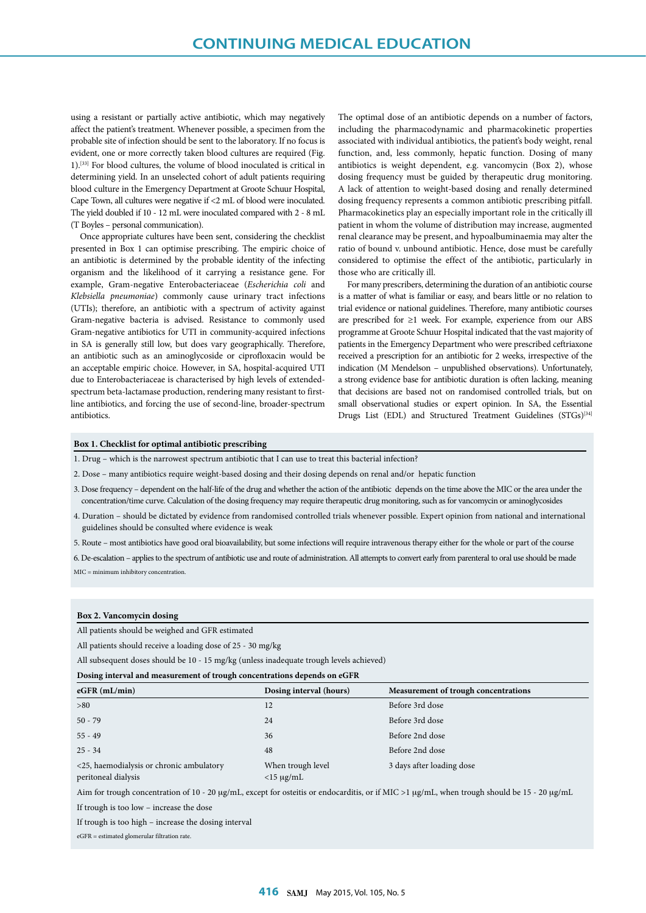using a resistant or partially active antibiotic, which may negatively affect the patient's treatment. Whenever possible, a specimen from the probable site of infection should be sent to the laboratory. If no focus is evident, one or more correctly taken blood cultures are required (Fig. 1).[33] For blood cultures, the volume of blood inoculated is critical in determining yield. In an unselected cohort of adult patients requiring blood culture in the Emergency Department at Groote Schuur Hospital, Cape Town, all cultures were negative if <2 mL of blood were inoculated. The yield doubled if 10 - 12 mL were inoculated compared with 2 - 8 mL (T Boyles – personal communication).

Once appropriate cultures have been sent, considering the checklist presented in Box 1 can optimise prescribing. The empiric choice of an antibiotic is determined by the probable identity of the infecting organism and the likelihood of it carrying a resistance gene. For example, Gram-negative Enterobacteriaceae (*Escherichia coli* and *Klebsiella pneumoniae*) commonly cause urinary tract infections (UTIs); therefore, an antibiotic with a spectrum of activity against Gram-negative bacteria is advised. Resistance to commonly used Gram-negative antibiotics for UTI in community-acquired infections in SA is generally still low, but does vary geographically. Therefore, an antibiotic such as an aminoglycoside or ciprofloxacin would be an acceptable empiric choice. However, in SA, hospital-acquired UTI due to Enterobacteriaceae is characterised by high levels of extended-spectrum beta-lactamase production, rendering many resistant to first-line antibiotics, and forcing the use of second-line, broader-spectrum antibiotics.

The optimal dose of an antibiotic depends on a number of factors, including the pharmacodynamic and pharmacokinetic properties associated with individual antibiotics, the patient's body weight, renal function, and, less commonly, hepatic function. Dosing of many antibiotics is weight dependent, e.g. vancomycin (Box 2), whose dosing frequency must be guided by therapeutic drug monitoring. A lack of attention to weight-based dosing and renally determined dosing frequency represents a common antibiotic prescribing pitfall. Pharmacokinetics play an especially important role in the critically ill patient in whom the volume of distribution may increase, augmented renal clearance may be present, and hypoalbuminaemia may alter the ratio of bound v. unbound antibiotic. Hence, dose must be carefully considered to optimise the effect of the antibiotic, particularly in those who are critically ill.

For many prescribers, determining the duration of an antibiotic course is a matter of what is familiar or easy, and bears little or no relation to trial evidence or national guidelines. Therefore, many antibiotic courses are prescribed for ≥1 week. For example, experience from our ABS programme at Groote Schuur Hospital indicated that the vast majority of patients in the Emergency Department who were prescribed ceftriaxone received a prescription for an antibiotic for 2 weeks, irrespective of the indication (M Mendelson – unpublished observations). Unfortunately, a strong evidence base for antibiotic duration is often lacking, meaning that decisions are based not on randomised controlled trials, but on small observational studies or expert opinion. In SA, the Essential Drugs List (EDL) and Structured Treatment Guidelines (STGs)[34]

**Box 1. Checklist for optimal antibiotic prescribing**

1. Drug – which is the narrowest spectrum antibiotic that I can use to treat this bacterial infection?
2. Dose – many antibiotics require weight-based dosing and their dosing depends on renal and/or hepatic function
3. Dose frequency – dependent on the half-life of the drug and whether the action of the antibiotic depends on the time above the MIC or the area under the concentration/time curve. Calculation of the dosing frequency may require therapeutic drug monitoring, such as for vancomycin or aminoglycosides
4. Duration – should be dictated by evidence from randomised controlled trials whenever possible. Expert opinion from national and international guidelines should be consulted where evidence is weak
5. Route – most antibiotics have good oral bioavailability, but some infections will require intravenous therapy either for the whole or part of the course
6. De-escalation – applies to the spectrum of antibiotic use and route of administration. All attempts to convert early from parenteral to oral use should be made

MIC = minimum inhibitory concentration.

**Box 2. Vancomycin dosing**

All patients should be weighed and GFR estimated

All patients should receive a loading dose of 25 - 30 mg/kg

All subsequent doses should be 10 - 15 mg/kg (unless inadequate trough levels achieved)

**Dosing interval and measurement of trough concentrations depends on eGFR**

| eGFR (mL/min) | Dosing interval (hours) | Measurement of trough concentrations |
|---|---|---|
| >80 | 12 | Before 3rd dose |
| 50 - 79 | 24 | Before 3rd dose |
| 55 - 49 | 36 | Before 2nd dose |
| 25 - 34 | 48 | Before 2nd dose |
| <25, haemodialysis or chronic ambulatory peritoneal dialysis | When trough level <15 μg/mL | 3 days after loading dose |

Aim for trough concentration of 10 - 20 μg/mL, except for osteitis or endocarditis, or if MIC >1 μg/mL, when trough should be 15 - 20 μg/mL

If trough is too low – increase the dose

If trough is too high – increase the dosing interval

eGFR = estimated glomerular filtration rate.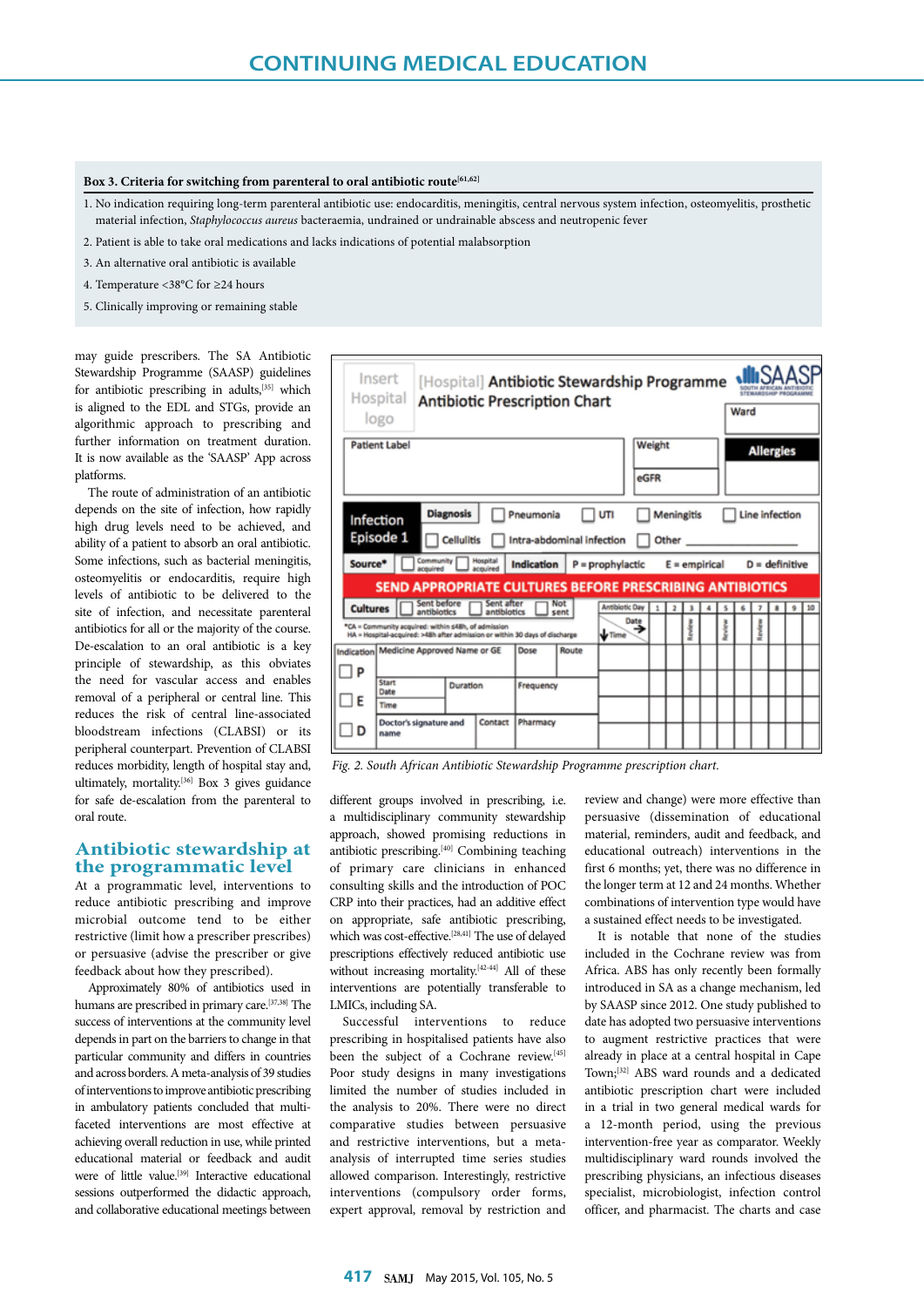**Box 3. Criteria for switching from parenteral to oral antibiotic route[61,62]**

1. No indication requiring long-term parenteral antibiotic use: endocarditis, meningitis, central nervous system infection, osteomyelitis, prosthetic material infection, *Staphylococcus aureus* bacteraemia, undrained or undrainable abscess and neutropenic fever
2. Patient is able to take oral medications and lacks indications of potential malabsorption
3. An alternative oral antibiotic is available
4. Temperature <38°C for ≥24 hours
5. Clinically improving or remaining stable

may guide prescribers. The SA Antibiotic Stewardship Programme (SAASP) guidelines for antibiotic prescribing in adults,[35] which is aligned to the EDL and STGs, provide an algorithmic approach to prescribing and further information on treatment duration. It is now available as the 'SAASP' App across platforms.

The route of administration of an antibiotic depends on the site of infection, how rapidly high drug levels need to be achieved, and ability of a patient to absorb an oral antibiotic. Some infections, such as bacterial meningitis, osteomyelitis or endocarditis, require high levels of antibiotic to be delivered to the site of infection, and necessitate parenteral antibiotics for all or the majority of the course. De-escalation to an oral antibiotic is a key principle of stewardship, as this obviates the need for vascular access and enables removal of a peripheral or central line. This reduces the risk of central line-associated bloodstream infections (CLABSI) or its peripheral counterpart. Prevention of CLABSI reduces morbidity, length of hospital stay and, ultimately, mortality.[36] Box 3 gives guidance for safe de-escalation from the parenteral to oral route.

## Antibiotic stewardship at the programmatic level

At a programmatic level, interventions to reduce antibiotic prescribing and improve microbial outcome tend to be either restrictive (limit how a prescriber prescribes) or persuasive (advise the prescriber or give feedback about how they prescribed).

Approximately 80% of antibiotics used in humans are prescribed in primary care.[37,38] The success of interventions at the community level depends in part on the barriers to change in that particular community and differs in countries and across borders. A meta-analysis of 39 studies of interventions to improve antibiotic prescribing in ambulatory patients concluded that multi-faceted interventions are most effective at achieving overall reduction in use, while printed educational material or feedback and audit were of little value.[39] Interactive educational sessions outperformed the didactic approach, and collaborative educational meetings between different groups involved in prescribing, i.e. a multidisciplinary community stewardship approach, showed promising reductions in antibiotic prescribing.[40] Combining teaching of primary care clinicians in enhanced consulting skills and the introduction of POC CRP into their practices, had an additive effect on appropriate, safe antibiotic prescribing, which was cost-effective.[28,41] The use of delayed prescriptions effectively reduced antibiotic use without increasing mortality.[42-44] All of these interventions are potentially transferable to LMICs, including SA.

Successful interventions to reduce prescribing in hospitalised patients have also been the subject of a Cochrane review.[45] Poor study designs in many investigations limited the number of studies included in the analysis to 20%. There were no direct comparative studies between persuasive and restrictive interventions, but a meta-analysis of interrupted time series studies allowed comparison. Interestingly, restrictive interventions (compulsory order forms, expert approval, removal by restriction and review and change) were more effective than persuasive (dissemination of educational material, reminders, audit and feedback, and educational outreach) interventions in the first 6 months; yet, there was no difference in the longer term at 12 and 24 months. Whether combinations of intervention type would have a sustained effect needs to be investigated.

It is notable that none of the studies included in the Cochrane review was from Africa. ABS has only recently been formally introduced in SA as a change mechanism, led by SAASP since 2012. One study published to date has adopted two persuasive interventions to augment restrictive practices that were already in place at a central hospital in Cape Town;[32] ABS ward rounds and a dedicated antibiotic prescription chart were included in a trial in two general medical wards for a 12-month period, using the previous intervention-free year as comparator. Weekly multidisciplinary ward rounds involved the prescribing physicians, an infectious diseases specialist, microbiologist, infection control officer, and pharmacist. The charts and case

Fig. 2. South African Antibiotic Stewardship Programme prescription chart.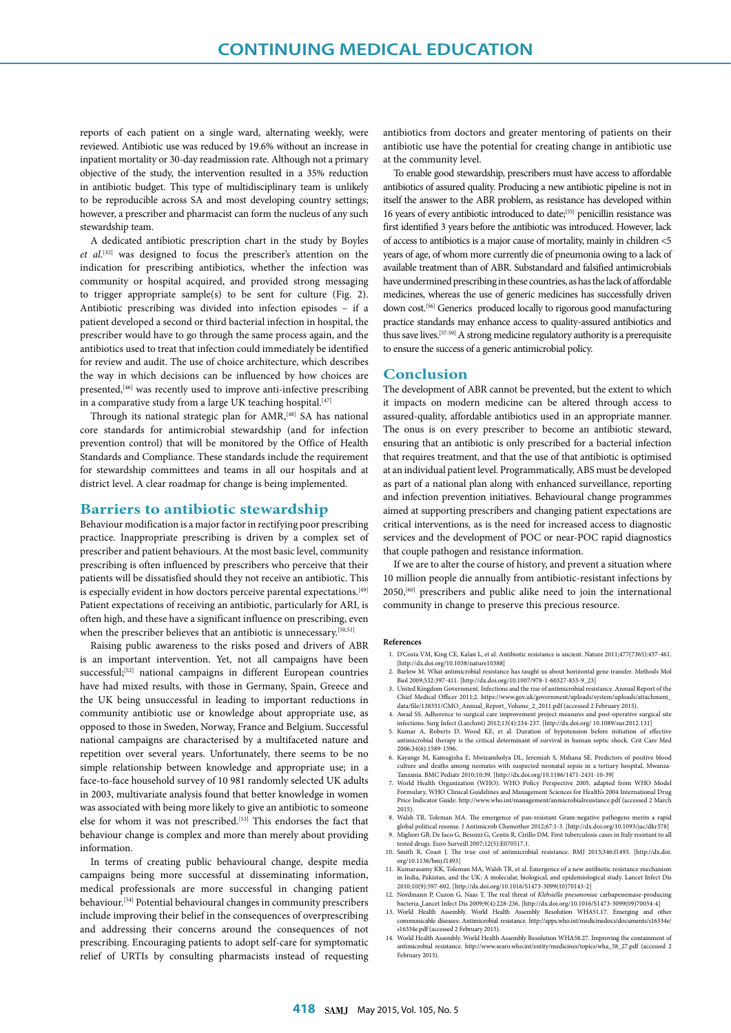reports of each patient on a single ward, alternating weekly, were reviewed. Antibiotic use was reduced by 19.6% without an increase in inpatient mortality or 30-day readmission rate. Although not a primary objective of the study, the intervention resulted in a 35% reduction in antibiotic budget. This type of multidisciplinary team is unlikely to be reproducible across SA and most developing country settings; however, a prescriber and pharmacist can form the nucleus of any such stewardship team.

A dedicated antibiotic prescription chart in the study by Boyles *et al.*[32] was designed to focus the prescriber's attention on the indication for prescribing antibiotics, whether the infection was community or hospital acquired, and provided strong messaging to trigger appropriate sample(s) to be sent for culture (Fig. 2). Antibiotic prescribing was divided into infection episodes – if a patient developed a second or third bacterial infection in hospital, the prescriber would have to go through the same process again, and the antibiotics used to treat that infection could immediately be identified for review and audit. The use of choice architecture, which describes the way in which decisions can be influenced by how choices are presented,[46] was recently used to improve anti-infective prescribing in a comparative study from a large UK teaching hospital.[47]

Through its national strategic plan for AMR,[48] SA has national core standards for antimicrobial stewardship (and for infection prevention control) that will be monitored by the Office of Health Standards and Compliance. These standards include the requirement for stewardship committees and teams in all our hospitals and at district level. A clear roadmap for change is being implemented.

## Barriers to antibiotic stewardship

Behaviour modification is a major factor in rectifying poor prescribing practice. Inappropriate prescribing is driven by a complex set of prescriber and patient behaviours. At the most basic level, community prescribing is often influenced by prescribers who perceive that their patients will be dissatisfied should they not receive an antibiotic. This is especially evident in how doctors perceive parental expectations.[49] Patient expectations of receiving an antibiotic, particularly for ARI, is often high, and these have a significant influence on prescribing, even when the prescriber believes that an antibiotic is unnecessary.[50,51]

Raising public awareness to the risks posed and drivers of ABR is an important intervention. Yet, not all campaigns have been successful;[52] national campaigns in different European countries have had mixed results, with those in Germany, Spain, Greece and the UK being unsuccessful in leading to important reductions in community antibiotic use or knowledge about appropriate use, as opposed to those in Sweden, Norway, France and Belgium. Successful national campaigns are characterised by a multifaceted nature and repetition over several years. Unfortunately, there seems to be no simple relationship between knowledge and appropriate use; in a face-to-face household survey of 10 981 randomly selected UK adults in 2003, multivariate analysis found that better knowledge in women was associated with being more likely to give an antibiotic to someone else for whom it was not prescribed.[53] This endorses the fact that behaviour change is complex and more than merely about providing information.

In terms of creating public behavioural change, despite media campaigns being more successful at disseminating information, medical professionals are more successful in changing patient behaviour.[54] Potential behavioural changes in community prescribers include improving their belief in the consequences of overprescribing and addressing their concerns around the consequences of not prescribing. Encouraging patients to adopt self-care for symptomatic relief of URTIs by consulting pharmacists instead of requesting antibiotics from doctors and greater mentoring of patients on their antibiotic use have the potential for creating change in antibiotic use at the community level.

To enable good stewardship, prescribers must have access to affordable antibiotics of assured quality. Producing a new antibiotic pipeline is not in itself the answer to the ABR problem, as resistance has developed within 16 years of every antibiotic introduced to date;[55] penicillin resistance was first identified 3 years before the antibiotic was introduced. However, lack of access to antibiotics is a major cause of mortality, mainly in children <5 years of age, of whom more currently die of pneumonia owing to a lack of available treatment than of ABR. Substandard and falsified antimicrobials have undermined prescribing in these countries, as has the lack of affordable medicines, whereas the use of generic medicines has successfully driven down cost.[56] Generics produced locally to rigorous good manufacturing practice standards may enhance access to quality-assured antibiotics and thus save lives.[57-59] A strong medicine regulatory authority is a prerequisite to ensure the success of a generic antimicrobial policy.

## Conclusion

The development of ABR cannot be prevented, but the extent to which it impacts on modern medicine can be altered through access to assured-quality, affordable antibiotics used in an appropriate manner. The onus is on every prescriber to become an antibiotic steward, ensuring that an antibiotic is only prescribed for a bacterial infection that requires treatment, and that the use of that antibiotic is optimised at an individual patient level. Programmatically, ABS must be developed as part of a national plan along with enhanced surveillance, reporting and infection prevention initiatives. Behavioural change programmes aimed at supporting prescribers and changing patient expectations are critical interventions, as is the need for increased access to diagnostic services and the development of POC or near-POC rapid diagnostics that couple pathogen and resistance information.

If we are to alter the course of history, and prevent a situation where 10 million people die annually from antibiotic-resistant infections by 2050,[60] prescribers and public alike need to join the international community in change to preserve this precious resource.

### References

1. D'Costa VM, King CE, Kalan L, et al. Antibiotic resistance is ancient. Nature 2011;477(7365):457-461. [http://dx.doi.org/10.1038/nature10388]
2. Barlow M. What antimicrobial resistance has taught us about horizontal gene transfer. Methods Mol Biol 2009;532:397-411. [http://dx.doi.org/10.1007/978-1-60327-853-9_23]
3. United Kingdom Government. Infections and the rise of antimicrobial resistance. Annual Report of the Chief Medical Officer 2011;2. https://www.gov.uk/government/uploads/system/uploads/attachment_data/file/138331/CMO_Annual_Report_Volume_2_2011.pdf (accessed 2 February 2015).
4. Awad SS. Adherence to surgical care improvement project measures and post-operative surgical site infections. Surg Infect (Larchmt) 2012;13(4):234-237. [http://dx.doi.org/ 10.1089/sur.2012.131]
5. Kumar A, Roberts D, Wood KE, et al. Duration of hypotension before initiation of effective antimicrobial therapy is the critical determinant of survival in human septic shock. Crit Care Med 2006;34(6):1589-1596.
6. Kayange M, Kamugisha E, Mwizamholya DL, Jeremiah S, Mshana SE. Predictors of positive blood culture and deaths among neonates with suspected neonatal sepsis in a tertiary hospital, Mwanza-Tanzania. BMC Pediatr 2010;10:39. [http://dx.doi.org/10.1186/1471-2431-10-39]
7. World Health Organization (WHO). WHO Policy Perspective 2005, adapted from WHO Model Formulary, WHO Clinical Guidelines and Management Sciences for Health's 2004 International Drug Price Indicator Guide. http://www.who.int/management/anmicrobialresistance.pdf (accessed 2 March 2015).
8. Walsh TR, Toleman MA. The emergence of pan-resistant Gram-negative pathogens merits a rapid global political resonse. J Antimicrob Chemother 2012;67:1-3. [http://dx.doi.org/10.1093/jac/dkr378]
9. Migliori GB, De Iaco G, Besozzi G, Centis R, Cirillo DM. First tuberculosis cases in Italy resistant to all tested drugs. Euro Surveill 2007;12(5):E070517.1.
10. Smith R, Coast J. The true cost of antimicrobial resistance. BMJ 2013;346:f1493. [http://dx.doi.org/10.1136/bmj.f1493]
11. Kumarasamy KK, Toleman MA, Walsh TR, et al. Emergence of a new antibiotic resistance mechanism in India, Pakistan, and the UK: A molecular, biological, and epidemiological study. Lancet Infect Dis 2010;10(9):597-602. [http://dx.doi.org/10.1016/S1473-3099(10)70143-2]
12. Nordmann P, Cuzon G, Naas T. The real threat of *Klebsiella pneumoniae* carbapenemase-producing bacteria. Lancet Infect Dis 2009;9(4):228-236. [http://dx.doi.org/10.1016/S1473-3099(09)70054-4]
13. World Health Assembly. World Health Assembly Resolution WHA51.17. Emerging and other communicable diseases: Antimicrobial resistance. http://apps.who.int/medicinedocs/documents/s16334e/s16334e.pdf (accessed 2 February 2015).
14. World Health Assembly. World Health Assembly Resolution WHA58.27. Improving the containment of antimicrobial resistance. http://www.searo.who.int/entity/medicines/topics/wha_58_27.pdf (accessed 2 February 2015).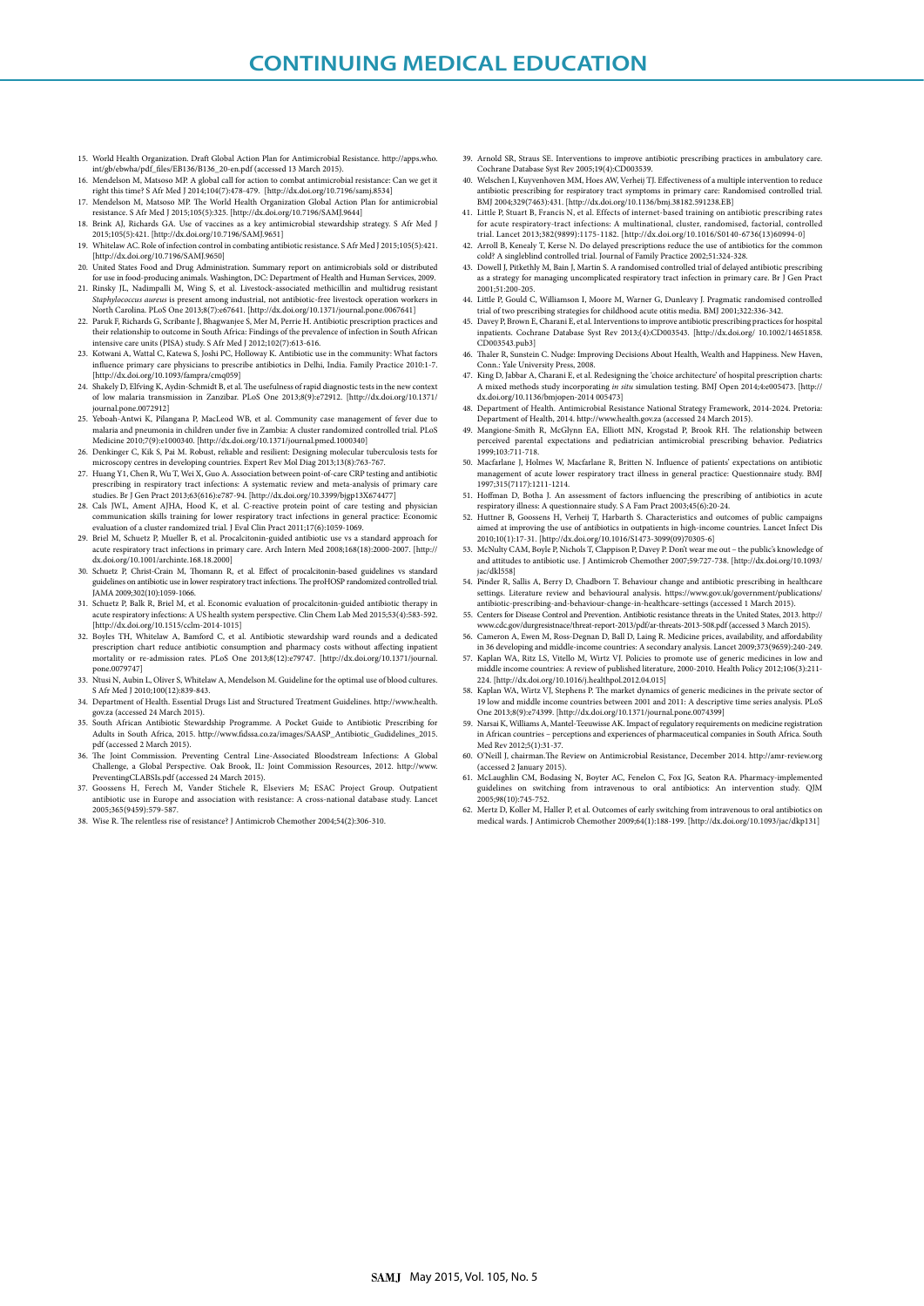15. World Health Organization. Draft Global Action Plan for Antimicrobial Resistance. http://apps.who.int/gb/ebwha/pdf_files/EB136/B136_20-en.pdf (accessed 13 March 2015).
16. Mendelson M, Matsoso MP. A global call for action to combat antimicrobial resistance: Can we get it right this time? S Afr Med J 2014;104(7):478-479. [http://dx.doi.org/10.7196/samj.8534]
17. Mendelson M, Matsoso MP. The World Health Organization Global Action Plan for antimicrobial resistance. S Afr Med J 2015;105(5):325. [http://dx.doi.org/10.7196/SAMJ.9644]
18. Brink AJ, Richards GA. Use of vaccines as a key antimicrobial stewardship strategy. S Afr Med J 2015;105(5):421. [http://dx.doi.org/10.7196/SAMJ.9651]
19. Whitelaw AC. Role of infection control in combating antibiotic resistance. S Afr Med J 2015;105(5):421. [http://dx.doi.org/10.7196/SAMJ.9650]
20. United States Food and Drug Administration. Summary report on antimicrobials sold or distributed for use in food-producing animals. Washington, DC: Department of Health and Human Services, 2009.
21. Rinsky JL, Nadimpalli M, Wing S, et al. Livestock-associated methicillin and multidrug resistant *Staphylococcus aureus* is present among industrial, not antibiotic-free livestock operation workers in North Carolina. PLoS One 2013;8(7):e67641. [http://dx.doi.org/10.1371/journal.pone.0067641]
22. Paruk F, Richards G, Scribante J, Bhagwanjee S, Mer M, Perrie H. Antibiotic prescription practices and their relationship to outcome in South Africa: Findings of the prevalence of infection in South African intensive care units (PISA) study. S Afr Med J 2012;102(7):613-616.
23. Kotwani A, Wattal C, Katewa S, Joshi PC, Holloway K. Antibiotic use in the community: What factors influence primary care physicians to prescribe antibiotics in Delhi, India. Family Practice 2010:1-7. [http://dx.doi.org/10.1093/fampra/cmq059]
24. Shakely D, Elfving K, Aydin-Schmidt B, et al. The usefulness of rapid diagnostic tests in the new context of low malaria transmission in Zanzibar. PLoS One 2013;8(9):e72912. [http://dx.doi.org/10.1371/journal.pone.0072912]
25. Yeboah-Antwi K, Pilangana P, MacLeod WB, et al. Community case management of fever due to malaria and pneumonia in children under five in Zambia: A cluster randomized controlled trial. PLoS Medicine 2010;7(9):e1000340. [http://dx.doi.org/10.1371/journal.pmed.1000340]
26. Denkinger C, Kik S, Pai M. Robust, reliable and resilient: Designing molecular tuberculosis tests for microscopy centres in developing countries. Expert Rev Mol Diag 2013;13(8):763-767.
27. Huang Y1, Chen R, Wu T, Wei X, Guo A. Association between point-of-care CRP testing and antibiotic prescribing in respiratory tract infections: A systematic review and meta-analysis of primary care studies. Br J Gen Pract 2013;63(616):e787-94. [http://dx.doi.org/10.3399/bjgp13X674477]
28. Cals JWL, Ament AJHA, Hood K, et al. C-reactive protein point of care testing and physician communication skills training for lower respiratory tract infections in general practice: Economic evaluation of a cluster randomized trial. J Eval Clin Pract 2011;17(6):1059-1069.
29. Briel M, Schuetz P, Mueller B, et al. Procalcitonin-guided antibiotic use vs a standard approach for acute respiratory tract infections in primary care. Arch Intern Med 2008;168(18):2000-2007. [http://dx.doi.org/10.1001/archinte.168.18.2000]
30. Schuetz P, Christ-Crain M, Thomann R, et al. Effect of procalcitonin-based guidelines vs standard guidelines on antibiotic use in lower respiratory tract infections. The proHOSP randomized controlled trial. JAMA 2009;302(10):1059-1066.
31. Schuetz P, Balk R, Briel M, et al. Economic evaluation of procalcitonin-guided antibiotic therapy in acute respiratory infections: A US health system perspective. Clin Chem Lab Med 2015;53(4):583-592. [http://dx.doi.org/10.1515/cclm-2014-1015]
32. Boyles TH, Whitelaw A, Bamford C, et al. Antibiotic stewardship ward rounds and a dedicated prescription chart reduce antibiotic consumption and pharmacy costs without affecting inpatient mortality or re-admission rates. PLoS One 2013;8(12):e79747. [http://dx.doi.org/10.1371/journal.pone.0079747]
33. Ntusi N, Aubin L, Oliver S, Whitelaw A, Mendelson M. Guideline for the optimal use of blood cultures. S Afr Med J 2010;100(12):839-843.
34. Department of Health. Essential Drugs List and Structured Treatment Guidelines. http://www.health.gov.za (accessed 24 March 2015).
35. South African Antibiotic Stewardship Programme. A Pocket Guide to Antibiotic Prescribing for Adults in South Africa, 2015. http://www.fidssa.co.za/images/SAASP_Antibiotic_Gudidelines_2015.pdf (accessed 2 March 2015).
36. The Joint Commission. Preventing Central Line-Associated Bloodstream Infections: A Global Challenge, a Global Perspective. Oak Brook, IL: Joint Commission Resources, 2012. http://www.PreventingCLABSIs.pdf (accessed 24 March 2015).
37. Goossens H, Ferech M, Vander Stichele R, Elseviers M; ESAC Project Group. Outpatient antibiotic use in Europe and association with resistance: A cross-national database study. Lancet 2005;365(9459):579-587.
38. Wise R. The relentless rise of resistance? J Antimicrob Chemother 2004;54(2):306-310.
39. Arnold SR, Straus SE. Interventions to improve antibiotic prescribing practices in ambulatory care. Cochrane Database Syst Rev 2005;19(4):CD003539.
40. Welschen I, Kuyvenhoven MM, Hoes AW, Verheij TJ. Effectiveness of a multiple intervention to reduce antibiotic prescribing for respiratory tract symptoms in primary care: Randomised controlled trial. BMJ 2004;329(7463):431. [http://dx.doi.org/10.1136/bmj.38182.591238.EB]
41. Little P, Stuart B, Francis N, et al. Effects of internet-based training on antibiotic prescribing rates for acute respiratory-tract infections: A multinational, cluster, randomised, factorial, controlled trial. Lancet 2013;382(9899):1175-1182. [http://dx.doi.org/10.1016/S0140-6736(13)60994-0]
42. Arroll B, Kenealy T, Kerse N. Do delayed prescriptions reduce the use of antibiotics for the common cold? A singleblind controlled trial. Journal of Family Practice 2002;51:324-328.
43. Dowell J, Pitkethly M, Bain J, Martin S. A randomised controlled trial of delayed antibiotic prescribing as a strategy for managing uncomplicated respiratory tract infection in primary care. Br J Gen Pract 2001;51:200-205.
44. Little P, Gould C, Williamson I, Moore M, Warner G, Dunleavy J. Pragmatic randomised controlled trial of two prescribing strategies for childhood acute otitis media. BMJ 2001;322:336-342.
45. Davey P, Brown E, Charani E, et al. Interventions to improve antibiotic prescribing practices for hospital inpatients. Cochrane Database Syst Rev 2013;(4):CD003543. [http://dx.doi.org/ 10.1002/14651858.CD003543.pub3]
46. Thaler R, Sunstein C. Nudge: Improving Decisions About Health, Wealth and Happiness. New Haven, Conn.: Yale University Press, 2008.
47. King D, Jabbar A, Charani E, et al. Redesigning the 'choice architecture' of hospital prescription charts: A mixed methods study incorporating *in situ* simulation testing. BMJ Open 2014;4:e005473. [http://dx.doi.org/10.1136/bmjopen-2014 005473]
48. Department of Health. Antimicrobial Resistance National Strategy Framework, 2014-2024. Pretoria: Department of Health, 2014. http://www.health.gov.za (accessed 24 March 2015).
49. Mangione-Smith R, McGlynn EA, Elliott MN, Krogstad P, Brook RH. The relationship between perceived parental expectations and pediatrician antimicrobial prescribing behavior. Pediatrics 1999;103:711-718.
50. Macfarlane J, Holmes W, Macfarlane R, Britten N. Influence of patients' expectations on antibiotic management of acute lower respiratory tract illness in general practice: Questionnaire study. BMJ 1997;315(7117):1211-1214.
51. Hoffman D, Botha J. An assessment of factors influencing the prescribing of antibiotics in acute respiratory illness: A questionnaire study. S A Fam Pract 2003;45(6):20-24.
52. Huttner B, Goossens H, Verheij T, Harbarth S. Characteristics and outcomes of public campaigns aimed at improving the use of antibiotics in outpatients in high-income countries. Lancet Infect Dis 2010;10(1):17-31. [http://dx.doi.org/10.1016/S1473-3099(09)70305-6]
53. McNulty CAM, Boyle P, Nichols T, Clappison P, Davey P. Don't wear me out – the public's knowledge of and attitudes to antibiotic use. J Antimicrob Chemother 2007;59:727-738. [http://dx.doi.org/10.1093/jac/dkl558]
54. Pinder R, Sallis A, Berry D, Chadborn T. Behaviour change and antibiotic prescribing in healthcare settings. Literature review and behavioural analysis. https://www.gov.uk/government/publications/antibiotic-prescribing-and-behaviour-change-in-healthcare-settings (accessed 1 March 2015).
55. Centers for Disease Control and Prevention. Antibiotic resistance threats in the United States, 2013. http://www.cdc.gov/durgresistnace/threat-report-2013/pdf/ar-threats-2013-508.pdf (accessed 3 March 2015).
56. Cameron A, Ewen M, Ross-Degnan D, Ball D, Laing R. Medicine prices, availability, and affordability in 36 developing and middle-income countries: A secondary analysis. Lancet 2009;373(9659):240-249.
57. Kaplan WA, Ritz LS, Vitello M, Wirtz VJ. Policies to promote use of generic medicines in low and middle income countries: A review of published literature, 2000-2010. Health Policy 2012;106(3):211-224. [http://dx.doi.org/10.1016/j.healthpol.2012.04.015]
58. Kaplan WA, Wirtz VJ, Stephens P. The market dynamics of generic medicines in the private sector of 19 low and middle income countries between 2001 and 2011: A descriptive time series analysis. PLoS One 2013;8(9):e74399. [http://dx.doi.org/10.1371/journal.pone.0074399]
59. Narsai K, Williams A, Mantel-Teeuwisse AK. Impact of regulatory requirements on medicine registration in African countries – perceptions and experiences of pharmaceutical companies in South Africa. South Med Rev 2012;5(1):31-37.
60. O'Neill J, chairman.The Review on Antimicrobial Resistance, December 2014. http://amr-review.org (accessed 2 January 2015).
61. McLaughlin CM, Bodasing N, Boyter AC, Fenelon C, Fox JG, Seaton RA. Pharmacy-implemented guidelines on switching from intravenous to oral antibiotics: An intervention study. QJM 2005;98(10):745-752.
62. Mertz D, Koller M, Haller P, et al. Outcomes of early switching from intravenous to oral antibiotics on medical wards. J Antimicrob Chemother 2009;64(1):188-199. [http://dx.doi.org/10.1093/jac/dkp131]